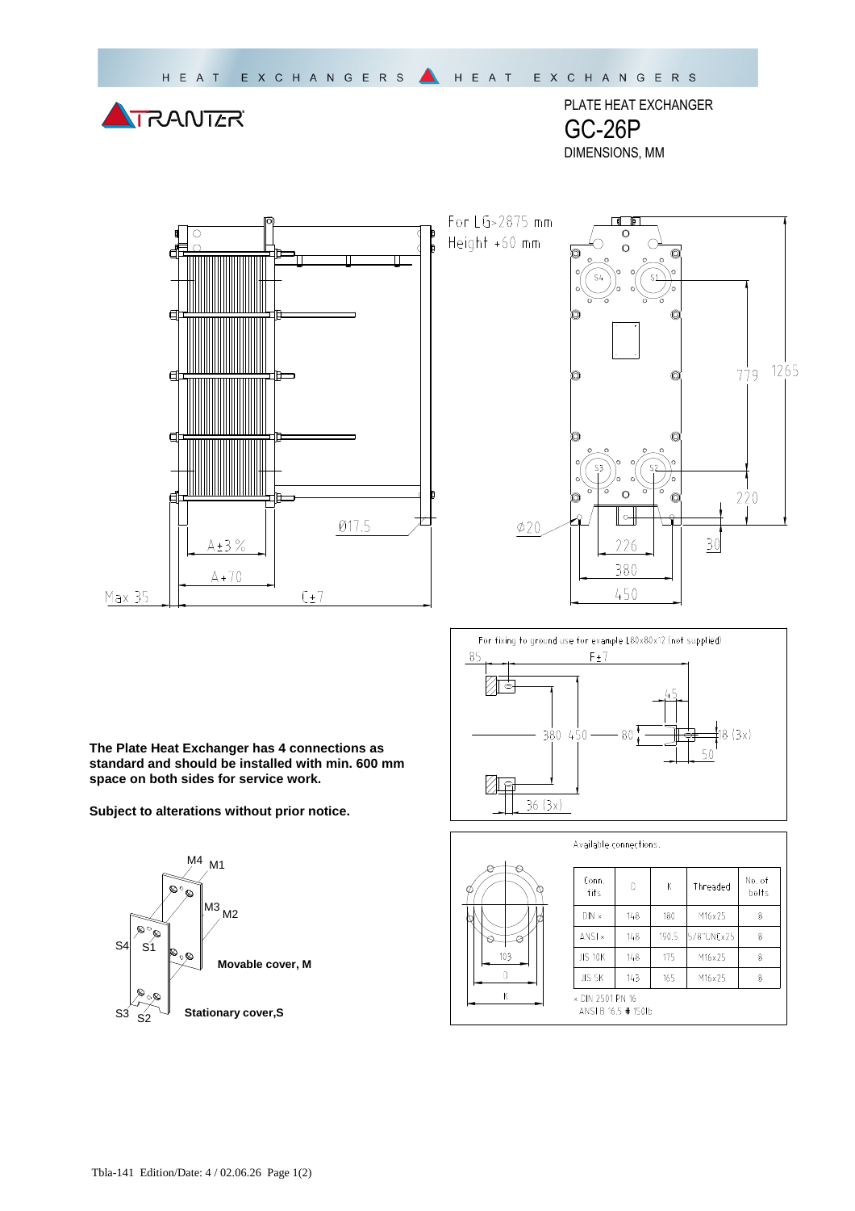HEAT EXCHANGERS HEAT EXCHANGERS

TRANTER

PLATE HEAT EXCHANGER

# GC-26P

DIMENSIONS, MM

For LG>2875 mm
Height +60 mm

Ø17.5

A±3 %

A+70

Max 35

C±7

Ø20

779

1265

220

30

226

380

450

For fixing to ground use for example L80x80x12 (not supplied)

85

F±7

45

380

450

80

18 (3x)

50

36 (3x)

**The Plate Heat Exchanger has 4 connections as standard and should be installed with min. 600 mm space on both sides for service work.**

**Subject to alterations without prior notice.**

M4 M1

M3 M2

S4 S1

S3 S2

**Movable cover, M**

**Stationary cover,S**

Available connections.

| Conn. fits | D | K | Threaded | No. of bolts |
|---|---|---|---|---|
| DIN × | 148 | 180 | M16x25 | 8 |
| ANSI × | 148 | 190.5 | 5/8"UNCx25 | 8 |
| JIS 10K | 148 | 175 | M16x25 | 8 |
| JIS 5K | 143 | 165 | M16x25 | 8 |

× DIN 2501 PN 16
ANSI B 16.5 # 150lb

103

D

K

Tbla-141 Edition/Date: 4 / 02.06.26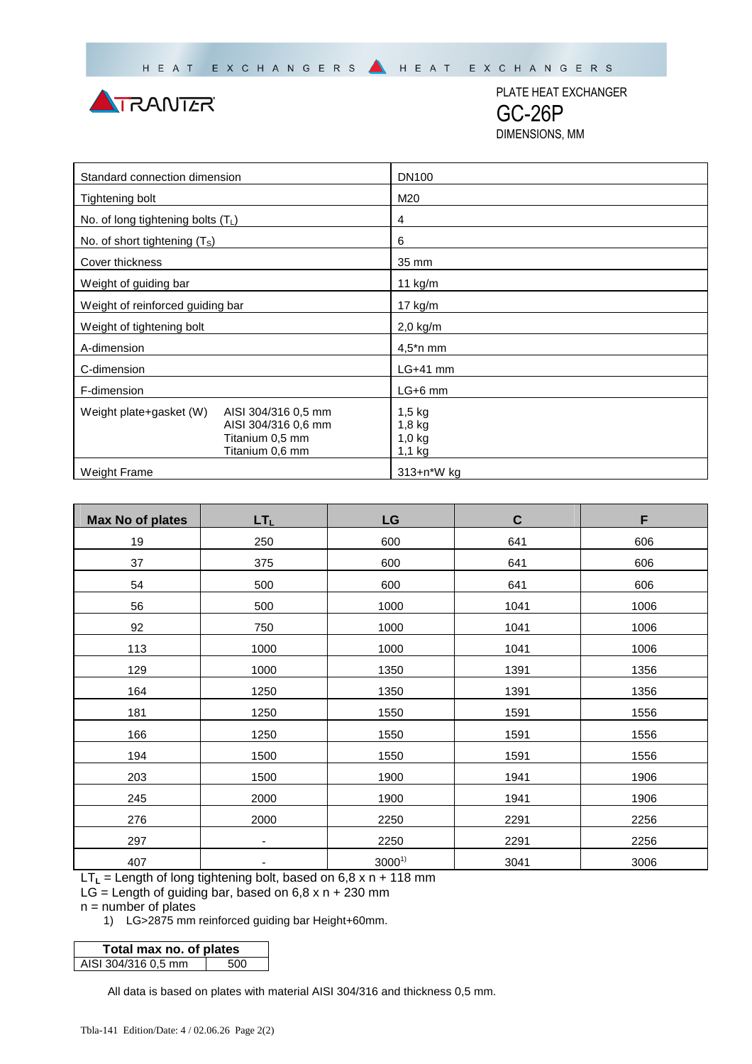PLATE HEAT EXCHANGER

# GC-26P

DIMENSIONS, MM

| | | |
|---|---|---|
| Standard connection dimension | | DN100 |
| Tightening bolt | | M20 |
| No. of long tightening bolts ($T_L$) | | 4 |
| No. of short tightening ($T_S$) | | 6 |
| Cover thickness | | 35 mm |
| Weight of guiding bar | | 11 kg/m |
| Weight of reinforced guiding bar | | 17 kg/m |
| Weight of tightening bolt | | 2,0 kg/m |
| A-dimension | | 4,5*n mm |
| C-dimension | | LG+41 mm |
| F-dimension | | LG+6 mm |
| Weight plate+gasket (W) | AISI 304/316 0,5 mm<br>AISI 304/316 0,6 mm<br>Titanium 0,5 mm<br>Titanium 0,6 mm | 1,5 kg<br>1,8 kg<br>1,0 kg<br>1,1 kg |
| Weight Frame | | 313+n*W kg |

| Max No of plates | $LT_L$ | LG | C | F |
|---|---|---|---|---|
| 19 | 250 | 600 | 641 | 606 |
| 37 | 375 | 600 | 641 | 606 |
| 54 | 500 | 600 | 641 | 606 |
| 56 | 500 | 1000 | 1041 | 1006 |
| 92 | 750 | 1000 | 1041 | 1006 |
| 113 | 1000 | 1000 | 1041 | 1006 |
| 129 | 1000 | 1350 | 1391 | 1356 |
| 164 | 1250 | 1350 | 1391 | 1356 |
| 181 | 1250 | 1550 | 1591 | 1556 |
| 166 | 1250 | 1550 | 1591 | 1556 |
| 194 | 1500 | 1550 | 1591 | 1556 |
| 203 | 1500 | 1900 | 1941 | 1906 |
| 245 | 2000 | 1900 | 1941 | 1906 |
| 276 | 2000 | 2250 | 2291 | 2256 |
| 297 | - | 2250 | 2291 | 2256 |
| 407 | - | 3000[1)] | 3041 | 3006 |

$LT_L$ = Length of long tightening bolt, based on 6,8 x n + 118 mm

LG = Length of guiding bar, based on 6,8 x n + 230 mm

n = number of plates

1) LG>2875 mm reinforced guiding bar Height+60mm.

| Total max no. of plates | |
|---|---|
| AISI 304/316 0,5 mm | 500 |

All data is based on plates with material AISI 304/316 and thickness 0,5 mm.

Tbla-141 Edition/Date: 4 / 02.06.26 Page 2(2)